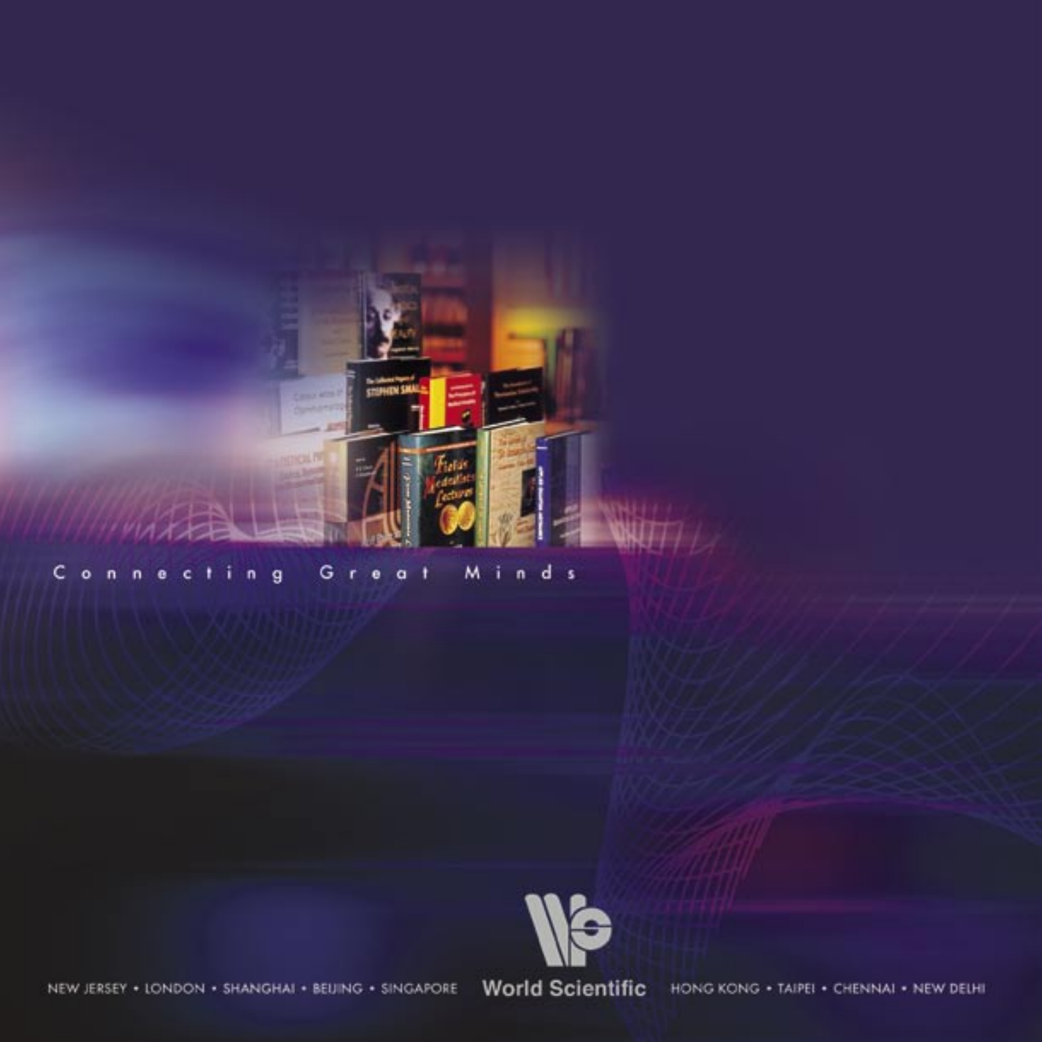Connecting Great Minds

World Scientific

NEW JERSEY • LONDON • SHANGHAI • BEIJING • SINGAPORE • HONG KONG • TAIPEI • CHENNAI • NEW DELHI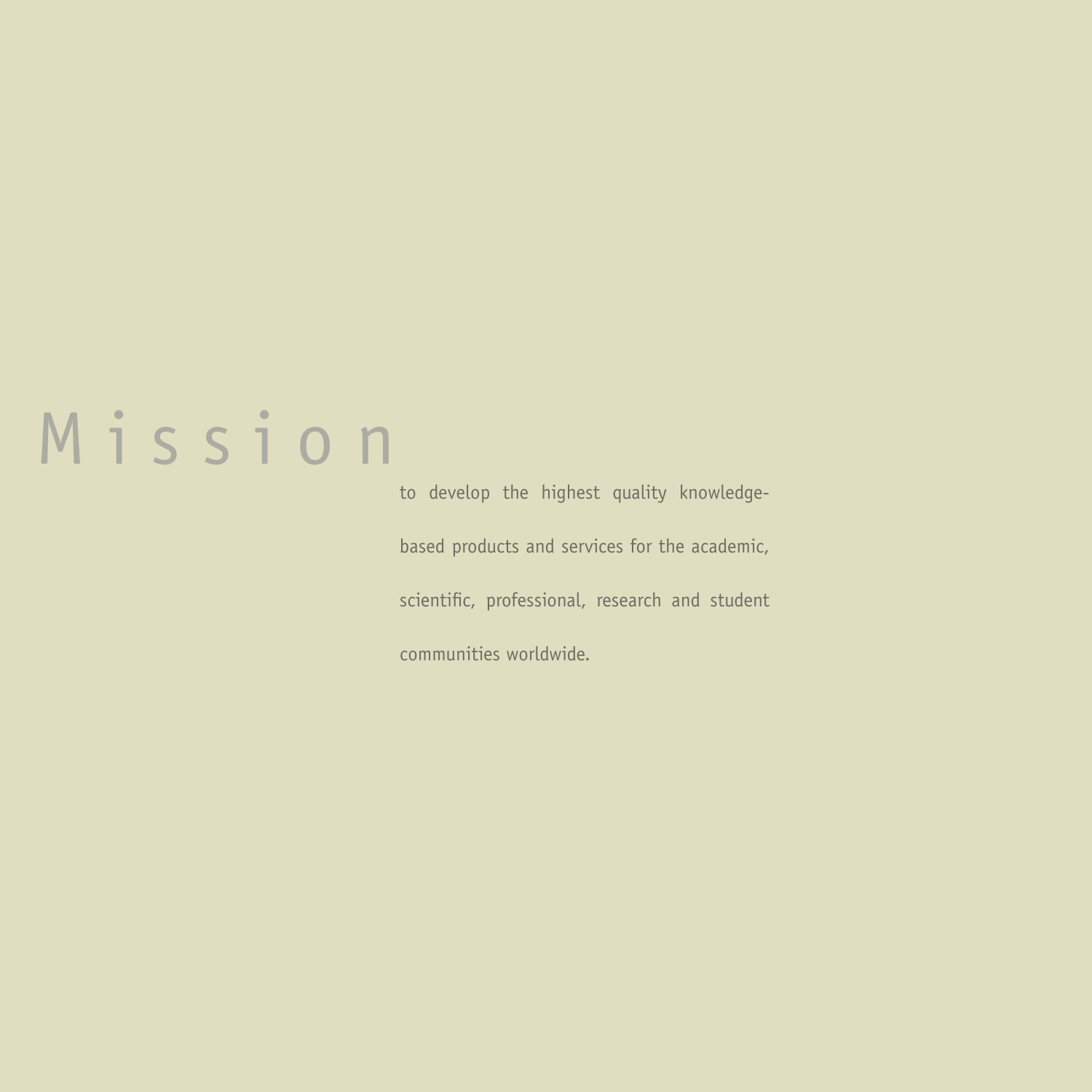# Mission

to develop the highest quality knowledge-based products and services for the academic, scientific, professional, research and student communities worldwide.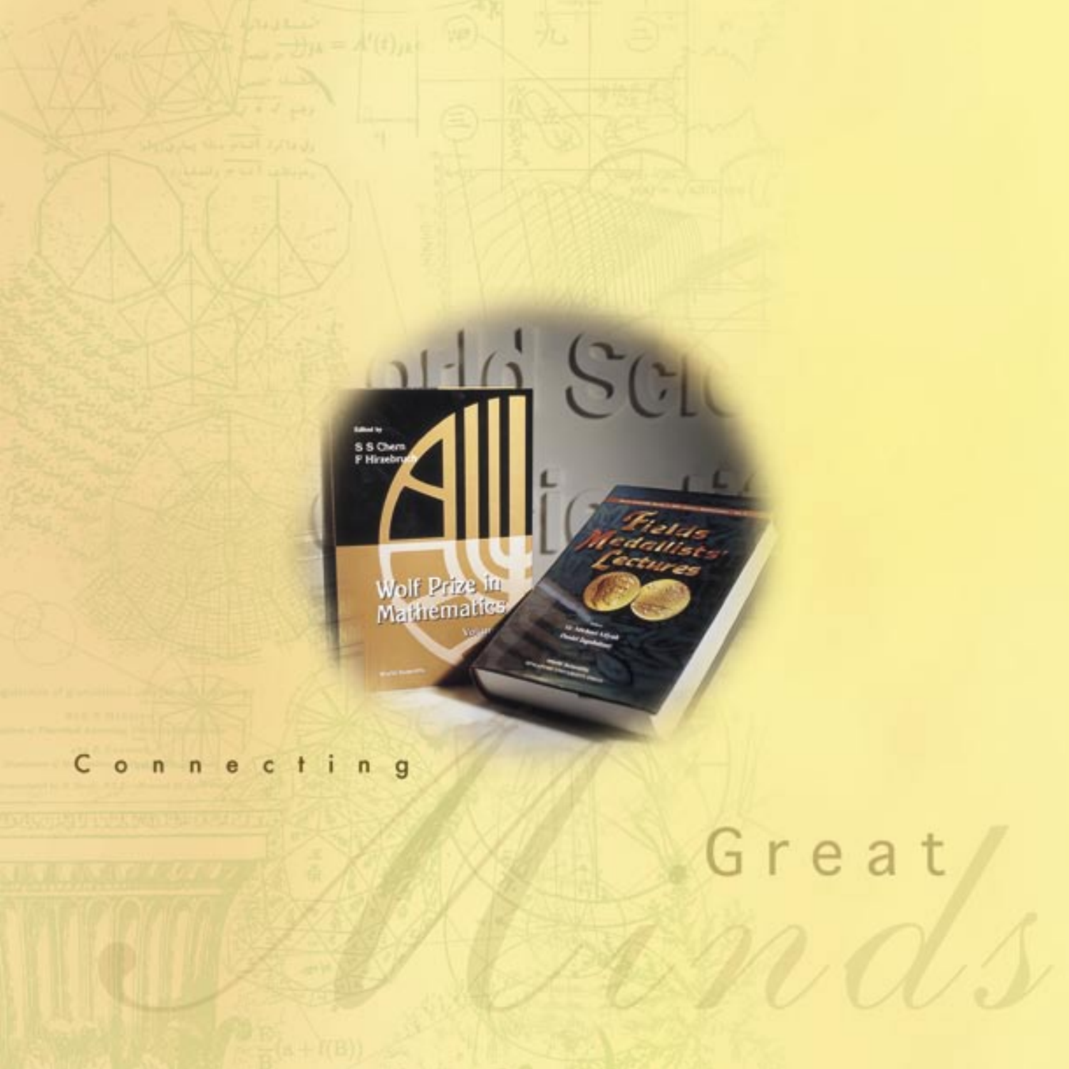Connecting

Great

Minds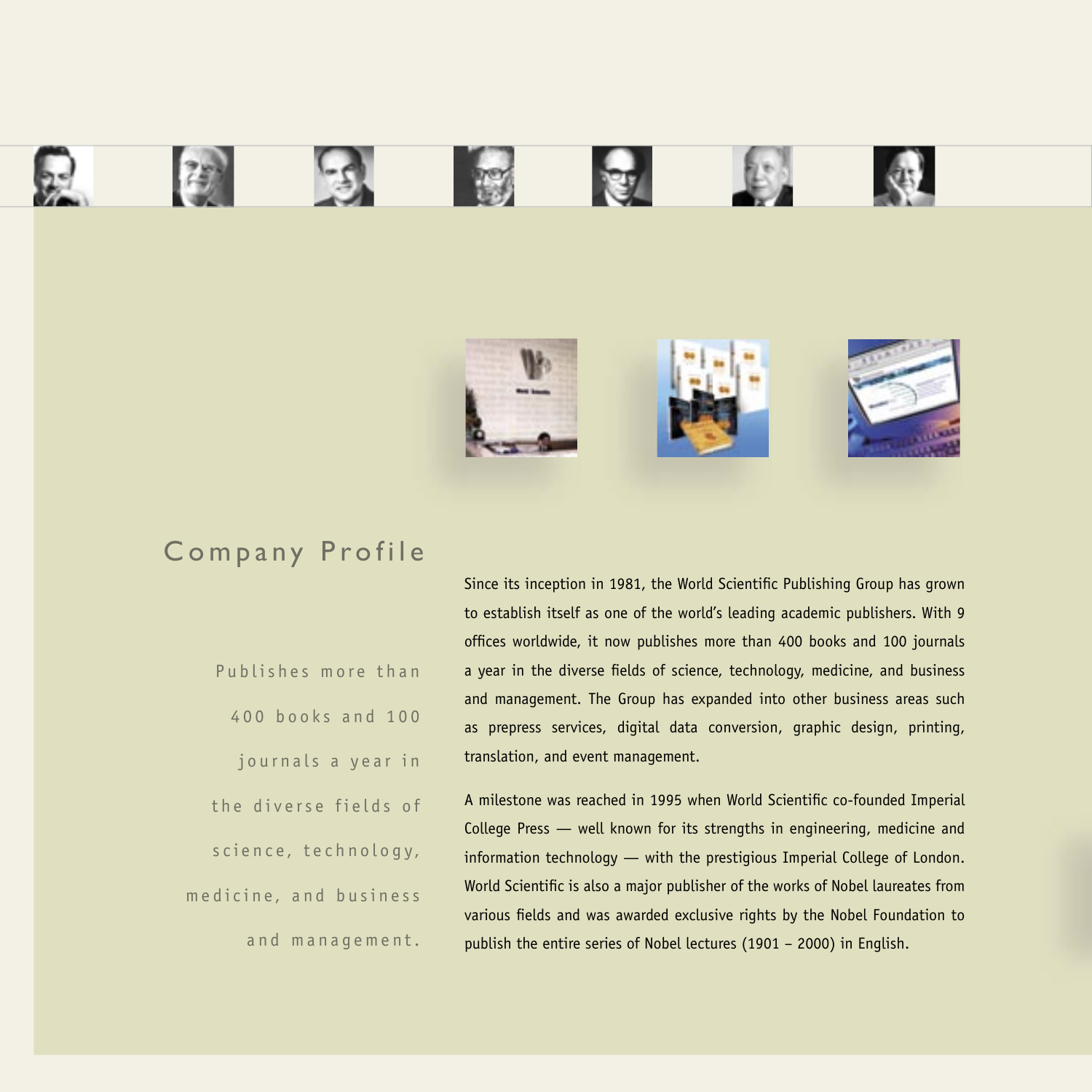# Company Profile

Publishes more than 400 books and 100 journals a year in the diverse fields of science, technology, medicine, and business and management.

Since its inception in 1981, the World Scientific Publishing Group has grown to establish itself as one of the world's leading academic publishers. With 9 offices worldwide, it now publishes more than 400 books and 100 journals a year in the diverse fields of science, technology, medicine, and business and management. The Group has expanded into other business areas such as prepress services, digital data conversion, graphic design, printing, translation, and event management.

A milestone was reached in 1995 when World Scientific co-founded Imperial College Press — well known for its strengths in engineering, medicine and information technology — with the prestigious Imperial College of London. World Scientific is also a major publisher of the works of Nobel laureates from various fields and was awarded exclusive rights by the Nobel Foundation to publish the entire series of Nobel lectures (1901 – 2000) in English.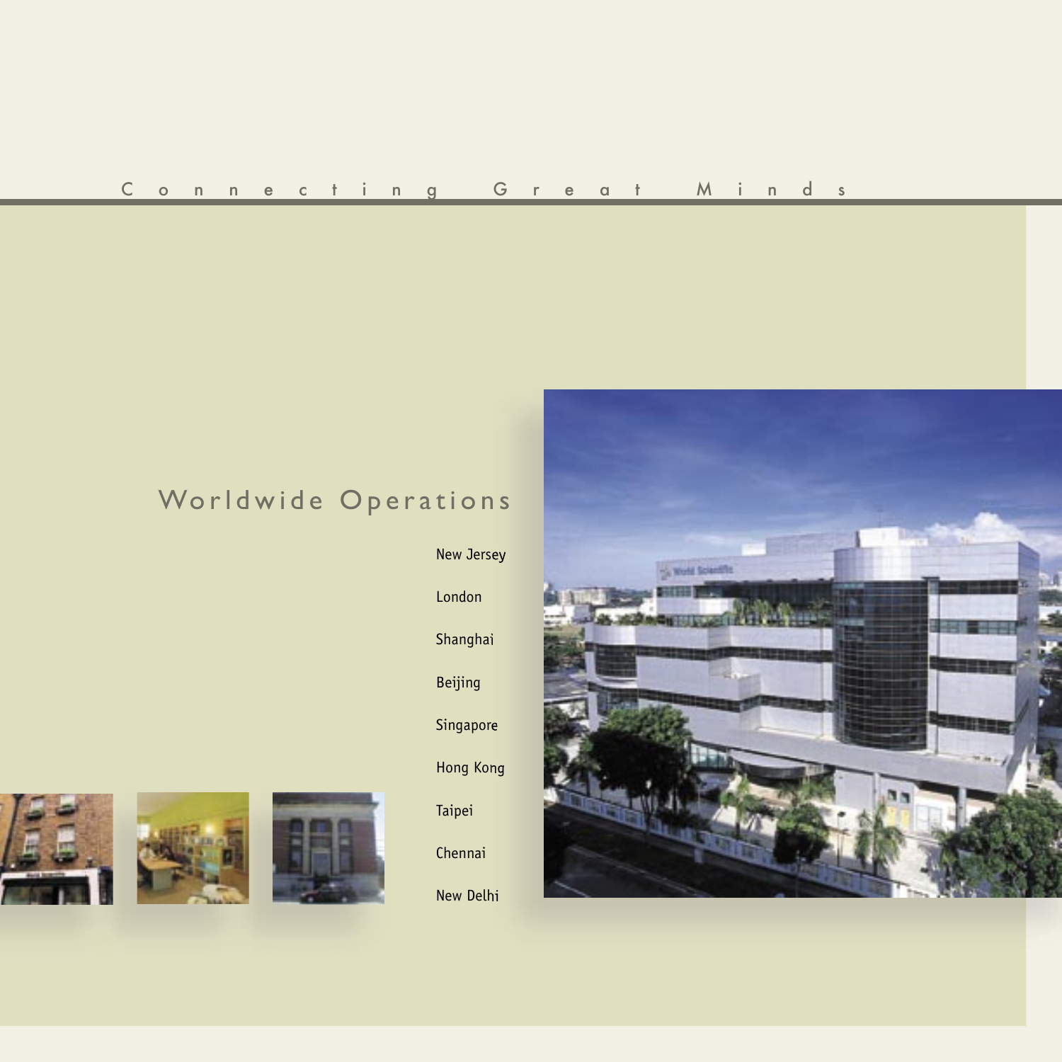Connecting Great Minds

## Worldwide Operations

- New Jersey
- London
- Shanghai
- Beijing
- Singapore
- Hong Kong
- Taipei
- Chennai
- New Delhi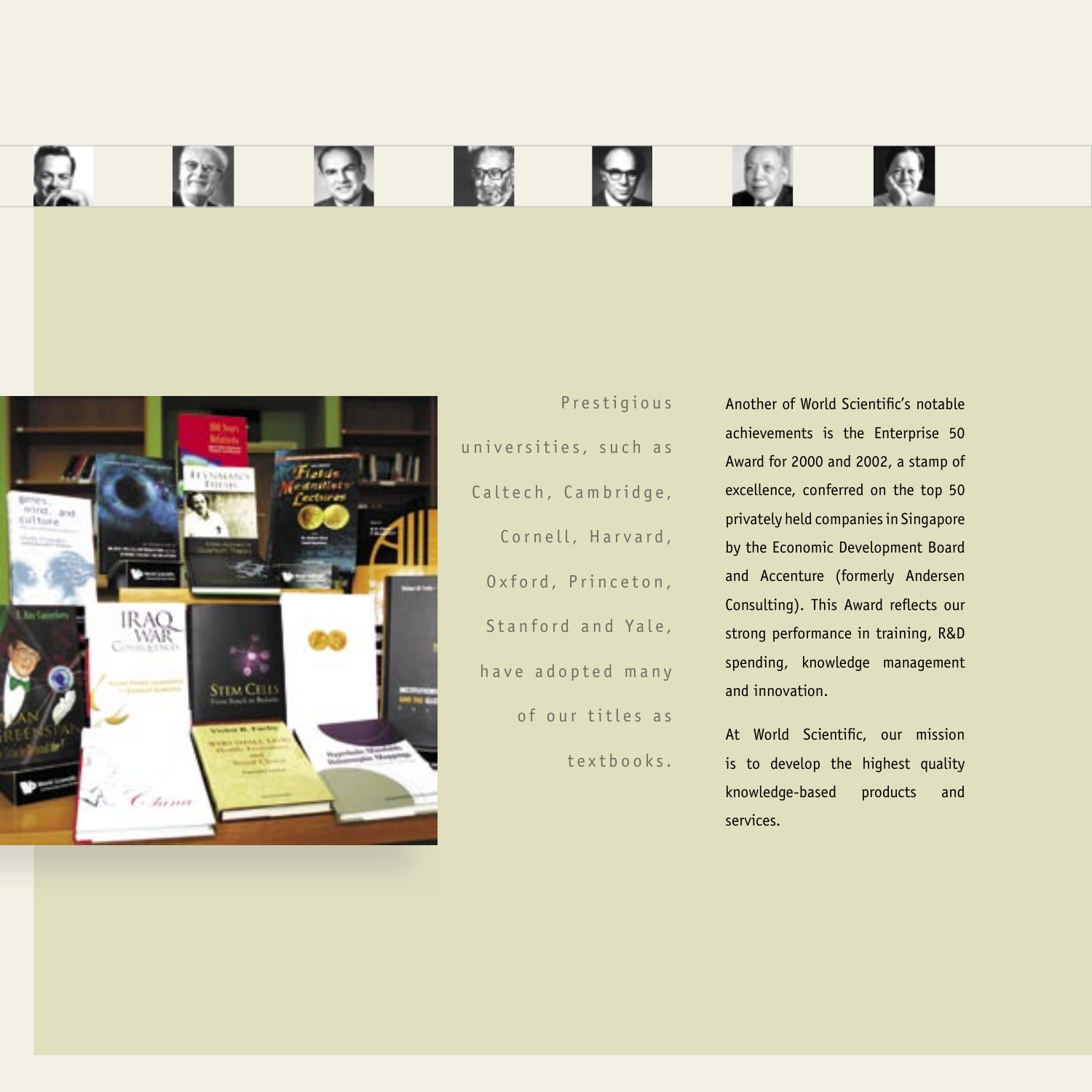Prestigious universities, such as Caltech, Cambridge, Cornell, Harvard, Oxford, Princeton, Stanford and Yale, have adopted many of our titles as textbooks.

Another of World Scientific's notable achievements is the Enterprise 50 Award for 2000 and 2002, a stamp of excellence, conferred on the top 50 privately held companies in Singapore by the Economic Development Board and Accenture (formerly Andersen Consulting). This Award reflects our strong performance in training, R&D spending, knowledge management and innovation.

At World Scientific, our mission is to develop the highest quality knowledge-based products and services.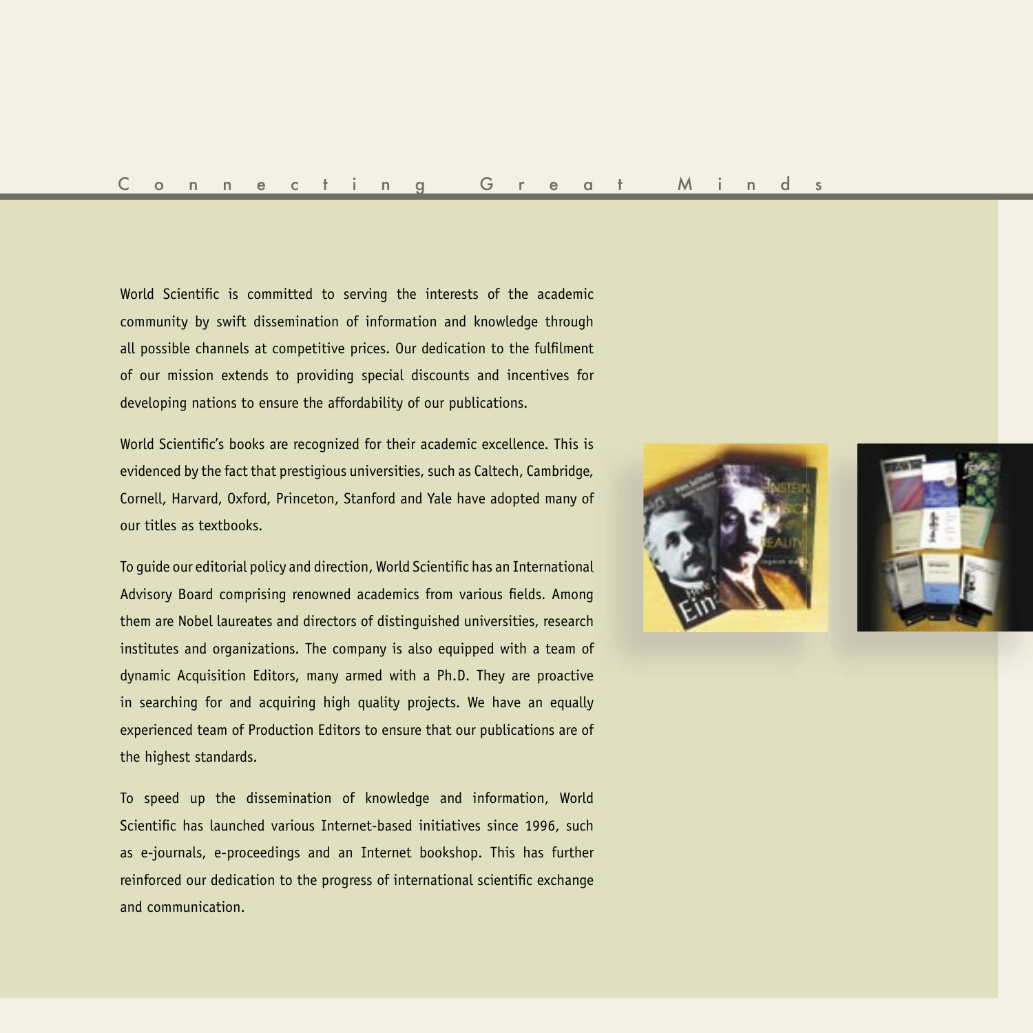# Connecting Great Minds

World Scientific is committed to serving the interests of the academic community by swift dissemination of information and knowledge through all possible channels at competitive prices. Our dedication to the fulfilment of our mission extends to providing special discounts and incentives for developing nations to ensure the affordability of our publications.

World Scientific's books are recognized for their academic excellence. This is evidenced by the fact that prestigious universities, such as Caltech, Cambridge, Cornell, Harvard, Oxford, Princeton, Stanford and Yale have adopted many of our titles as textbooks.

To guide our editorial policy and direction, World Scientific has an International Advisory Board comprising renowned academics from various fields. Among them are Nobel laureates and directors of distinguished universities, research institutes and organizations. The company is also equipped with a team of dynamic Acquisition Editors, many armed with a Ph.D. They are proactive in searching for and acquiring high quality projects. We have an equally experienced team of Production Editors to ensure that our publications are of the highest standards.

To speed up the dissemination of knowledge and information, World Scientific has launched various Internet-based initiatives since 1996, such as e-journals, e-proceedings and an Internet bookshop. This has further reinforced our dedication to the progress of international scientific exchange and communication.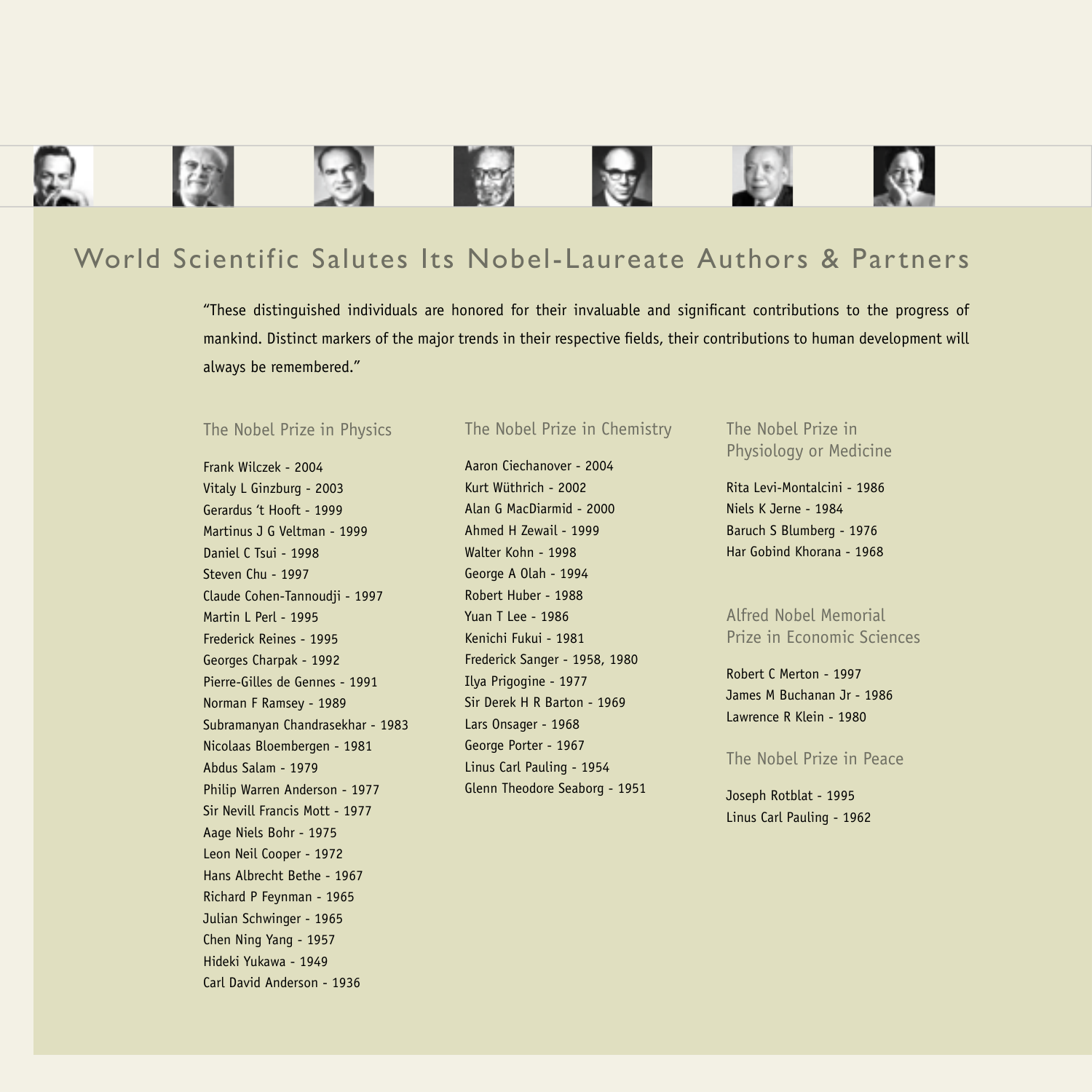# World Scientific Salutes Its Nobel-Laureate Authors & Partners

"These distinguished individuals are honored for their invaluable and significant contributions to the progress of mankind. Distinct markers of the major trends in their respective fields, their contributions to human development will always be remembered."

## The Nobel Prize in Physics

Frank Wilczek - 2004
Vitaly L Ginzburg - 2003
Gerardus 't Hooft - 1999
Martinus J G Veltman - 1999
Daniel C Tsui - 1998
Steven Chu - 1997
Claude Cohen-Tannoudji - 1997
Martin L Perl - 1995
Frederick Reines - 1995
Georges Charpak - 1992
Pierre-Gilles de Gennes - 1991
Norman F Ramsey - 1989
Subramanyan Chandrasekhar - 1983
Nicolaas Bloembergen - 1981
Abdus Salam - 1979
Philip Warren Anderson - 1977
Sir Nevill Francis Mott - 1977
Aage Niels Bohr - 1975
Leon Neil Cooper - 1972
Hans Albrecht Bethe - 1967
Richard P Feynman - 1965
Julian Schwinger - 1965
Chen Ning Yang - 1957
Hideki Yukawa - 1949
Carl David Anderson - 1936

## The Nobel Prize in Chemistry

Aaron Ciechanover - 2004
Kurt Wüthrich - 2002
Alan G MacDiarmid - 2000
Ahmed H Zewail - 1999
Walter Kohn - 1998
George A Olah - 1994
Robert Huber - 1988
Yuan T Lee - 1986
Kenichi Fukui - 1981
Frederick Sanger - 1958, 1980
Ilya Prigogine - 1977
Sir Derek H R Barton - 1969
Lars Onsager - 1968
George Porter - 1967
Linus Carl Pauling - 1954
Glenn Theodore Seaborg - 1951

## The Nobel Prize in Physiology or Medicine

Rita Levi-Montalcini - 1986
Niels K Jerne - 1984
Baruch S Blumberg - 1976
Har Gobind Khorana - 1968

## Alfred Nobel Memorial Prize in Economic Sciences

Robert C Merton - 1997
James M Buchanan Jr - 1986
Lawrence R Klein - 1980

## The Nobel Prize in Peace

Joseph Rotblat - 1995
Linus Carl Pauling - 1962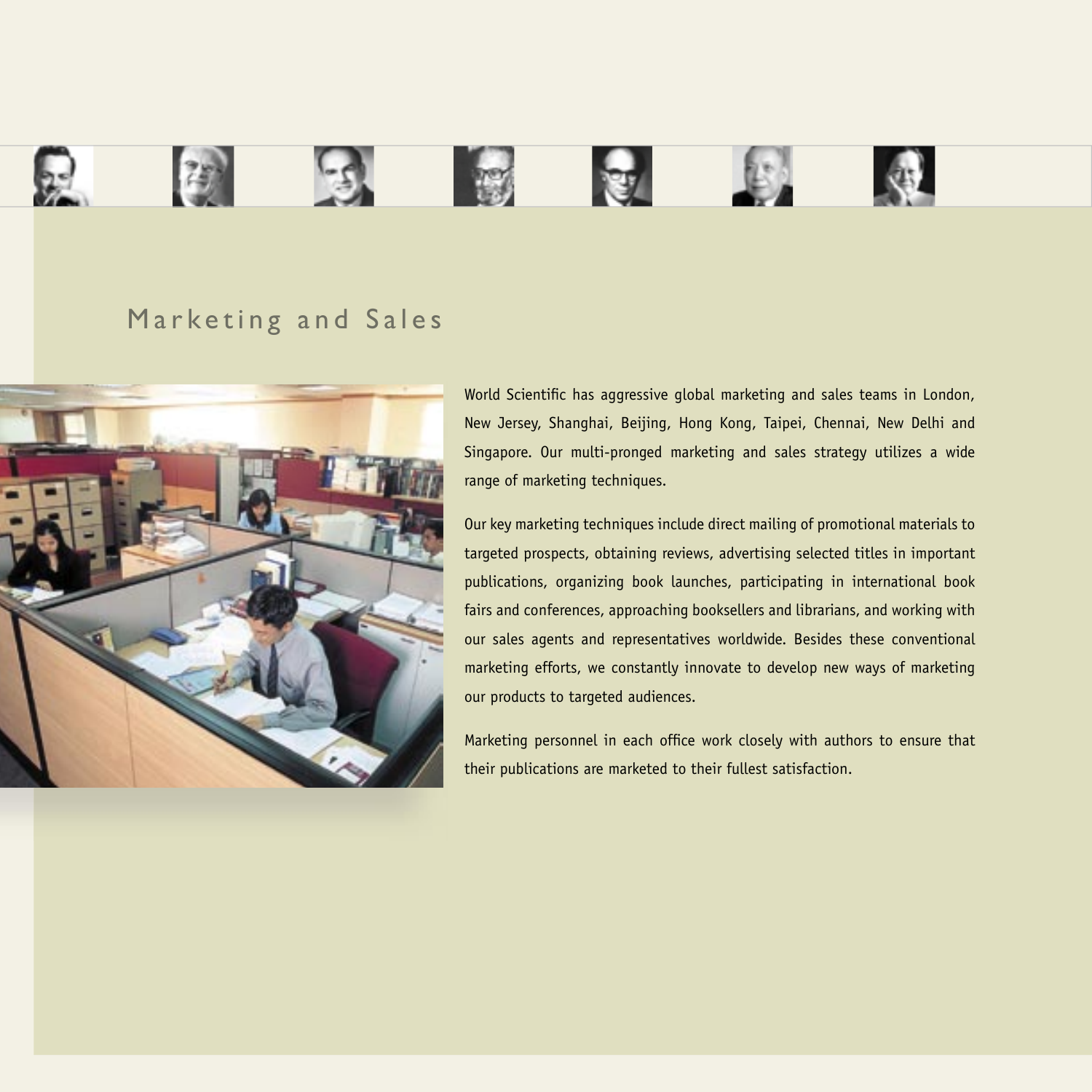## Marketing and Sales

World Scientific has aggressive global marketing and sales teams in London, New Jersey, Shanghai, Beijing, Hong Kong, Taipei, Chennai, New Delhi and Singapore. Our multi-pronged marketing and sales strategy utilizes a wide range of marketing techniques.

Our key marketing techniques include direct mailing of promotional materials to targeted prospects, obtaining reviews, advertising selected titles in important publications, organizing book launches, participating in international book fairs and conferences, approaching booksellers and librarians, and working with our sales agents and representatives worldwide. Besides these conventional marketing efforts, we constantly innovate to develop new ways of marketing our products to targeted audiences.

Marketing personnel in each office work closely with authors to ensure that their publications are marketed to their fullest satisfaction.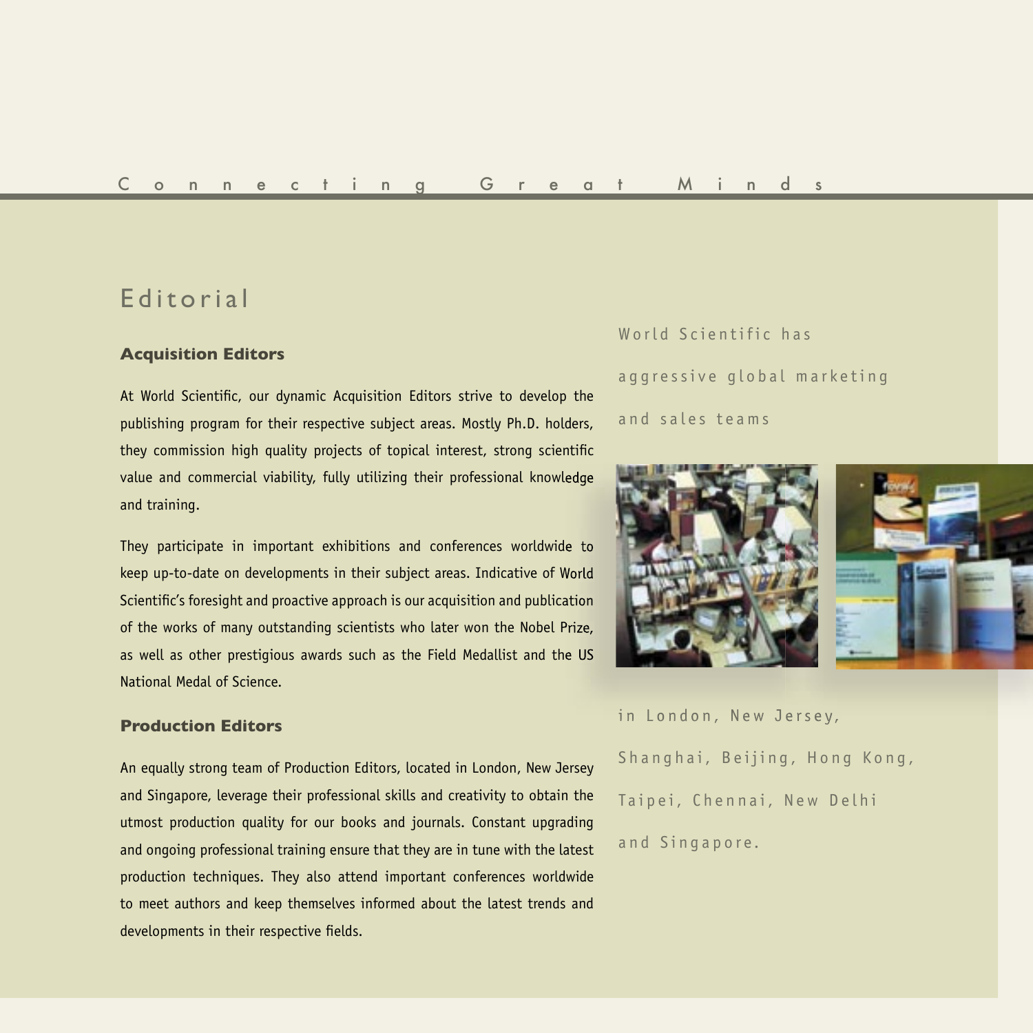# Editorial

### Acquisition Editors

At World Scientific, our dynamic Acquisition Editors strive to develop the publishing program for their respective subject areas. Mostly Ph.D. holders, they commission high quality projects of topical interest, strong scientific value and commercial viability, fully utilizing their professional knowledge and training.

They participate in important exhibitions and conferences worldwide to keep up-to-date on developments in their subject areas. Indicative of World Scientific's foresight and proactive approach is our acquisition and publication of the works of many outstanding scientists who later won the Nobel Prize, as well as other prestigious awards such as the Field Medallist and the US National Medal of Science.

### Production Editors

An equally strong team of Production Editors, located in London, New Jersey and Singapore, leverage their professional skills and creativity to obtain the utmost production quality for our books and journals. Constant upgrading and ongoing professional training ensure that they are in tune with the latest production techniques. They also attend important conferences worldwide to meet authors and keep themselves informed about the latest trends and developments in their respective fields.

World Scientific has aggressive global marketing and sales teams in London, New Jersey, Shanghai, Beijing, Hong Kong, Taipei, Chennai, New Delhi and Singapore.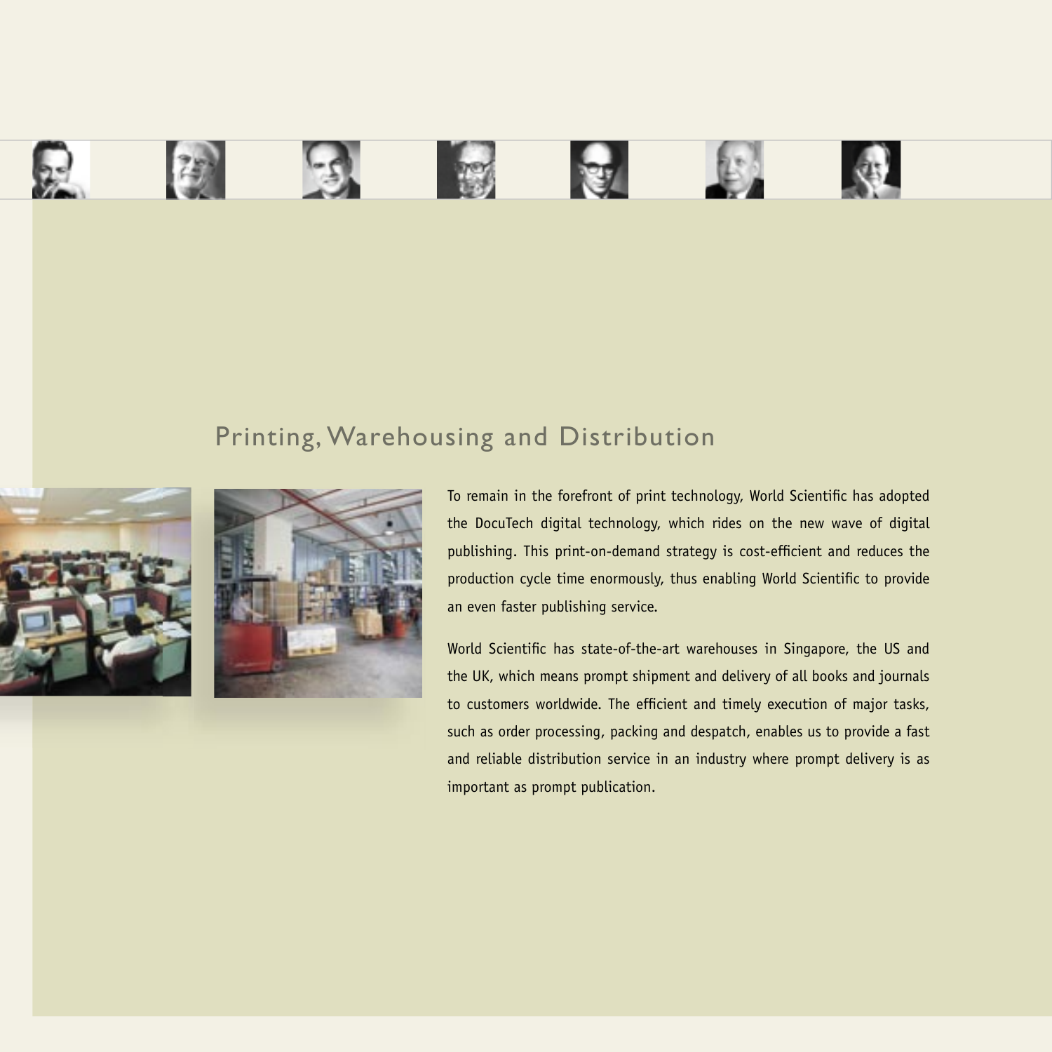## Printing, Warehousing and Distribution

To remain in the forefront of print technology, World Scientific has adopted the DocuTech digital technology, which rides on the new wave of digital publishing. This print-on-demand strategy is cost-efficient and reduces the production cycle time enormously, thus enabling World Scientific to provide an even faster publishing service.

World Scientific has state-of-the-art warehouses in Singapore, the US and the UK, which means prompt shipment and delivery of all books and journals to customers worldwide. The efficient and timely execution of major tasks, such as order processing, packing and despatch, enables us to provide a fast and reliable distribution service in an industry where prompt delivery is as important as prompt publication.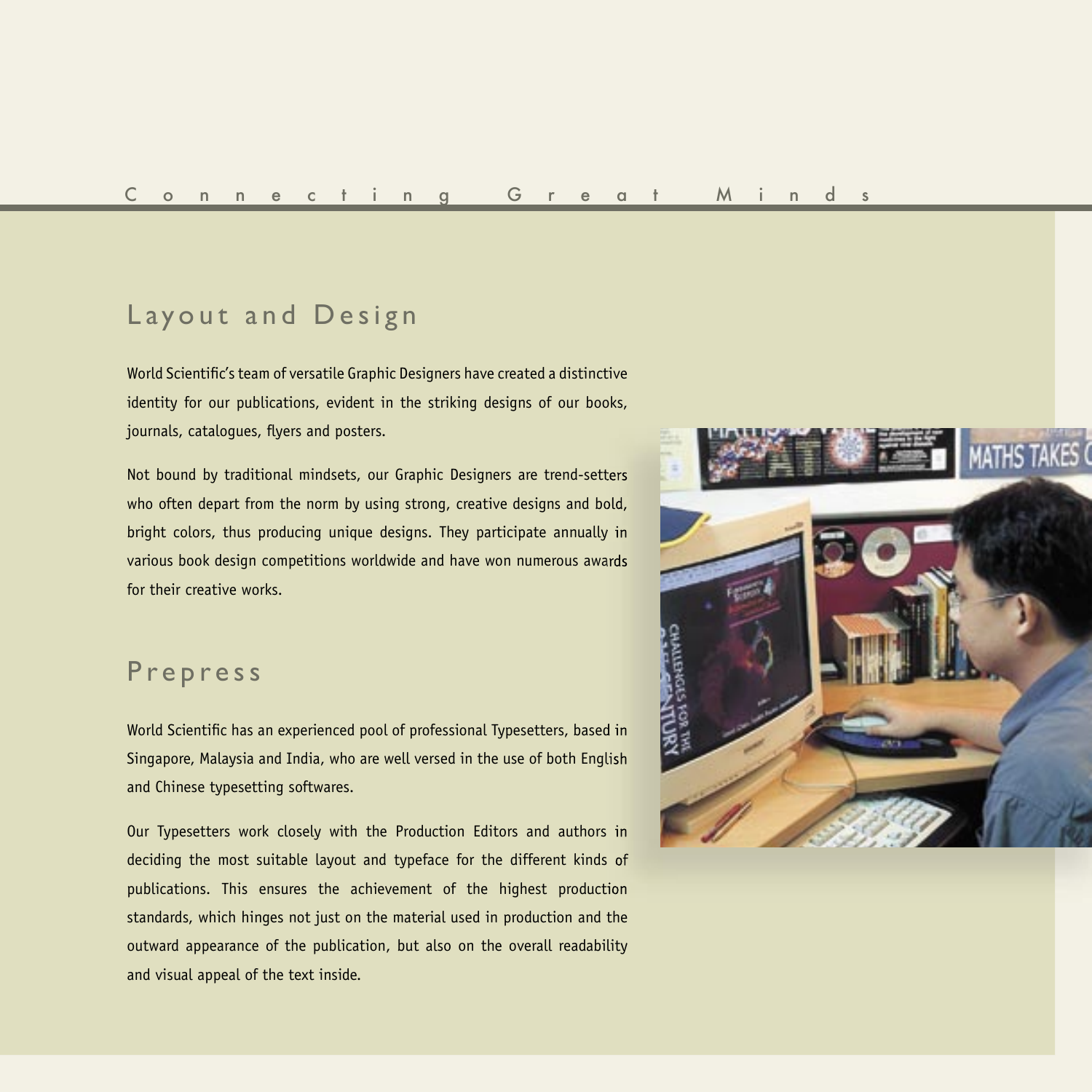## Layout and Design

World Scientific's team of versatile Graphic Designers have created a distinctive identity for our publications, evident in the striking designs of our books, journals, catalogues, flyers and posters.

Not bound by traditional mindsets, our Graphic Designers are trend-setters who often depart from the norm by using strong, creative designs and bold, bright colors, thus producing unique designs. They participate annually in various book design competitions worldwide and have won numerous awards for their creative works.

## Prepress

World Scientific has an experienced pool of professional Typesetters, based in Singapore, Malaysia and India, who are well versed in the use of both English and Chinese typesetting softwares.

Our Typesetters work closely with the Production Editors and authors in deciding the most suitable layout and typeface for the different kinds of publications. This ensures the achievement of the highest production standards, which hinges not just on the material used in production and the outward appearance of the publication, but also on the overall readability and visual appeal of the text inside.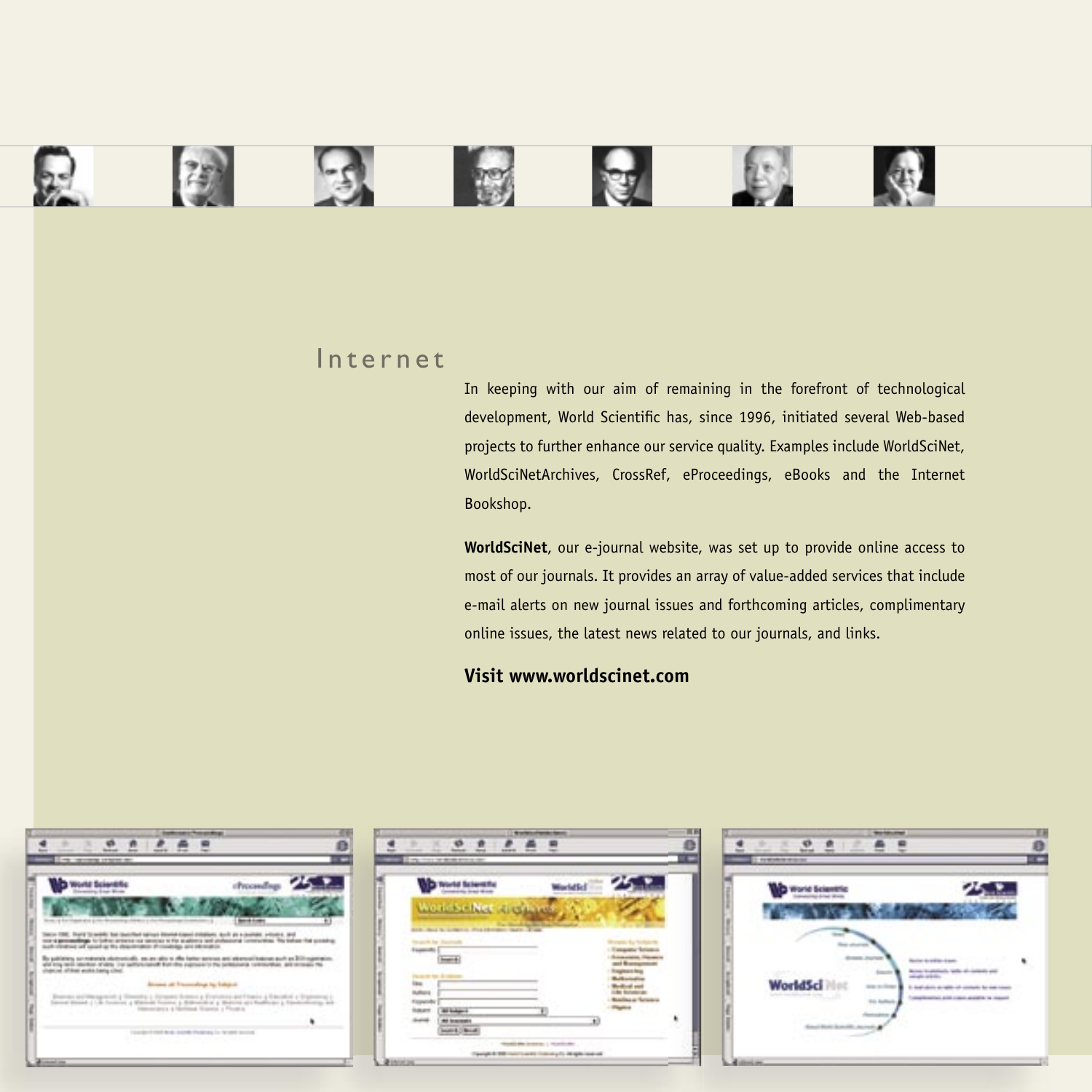## Internet

In keeping with our aim of remaining in the forefront of technological development, World Scientific has, since 1996, initiated several Web-based projects to further enhance our service quality. Examples include WorldSciNet, WorldSciNetArchives, CrossRef, eProceedings, eBooks and the Internet Bookshop.

**WorldSciNet**, our e-journal website, was set up to provide online access to most of our journals. It provides an array of value-added services that include e-mail alerts on new journal issues and forthcoming articles, complimentary online issues, the latest news related to our journals, and links.

**Visit www.worldscinet.com**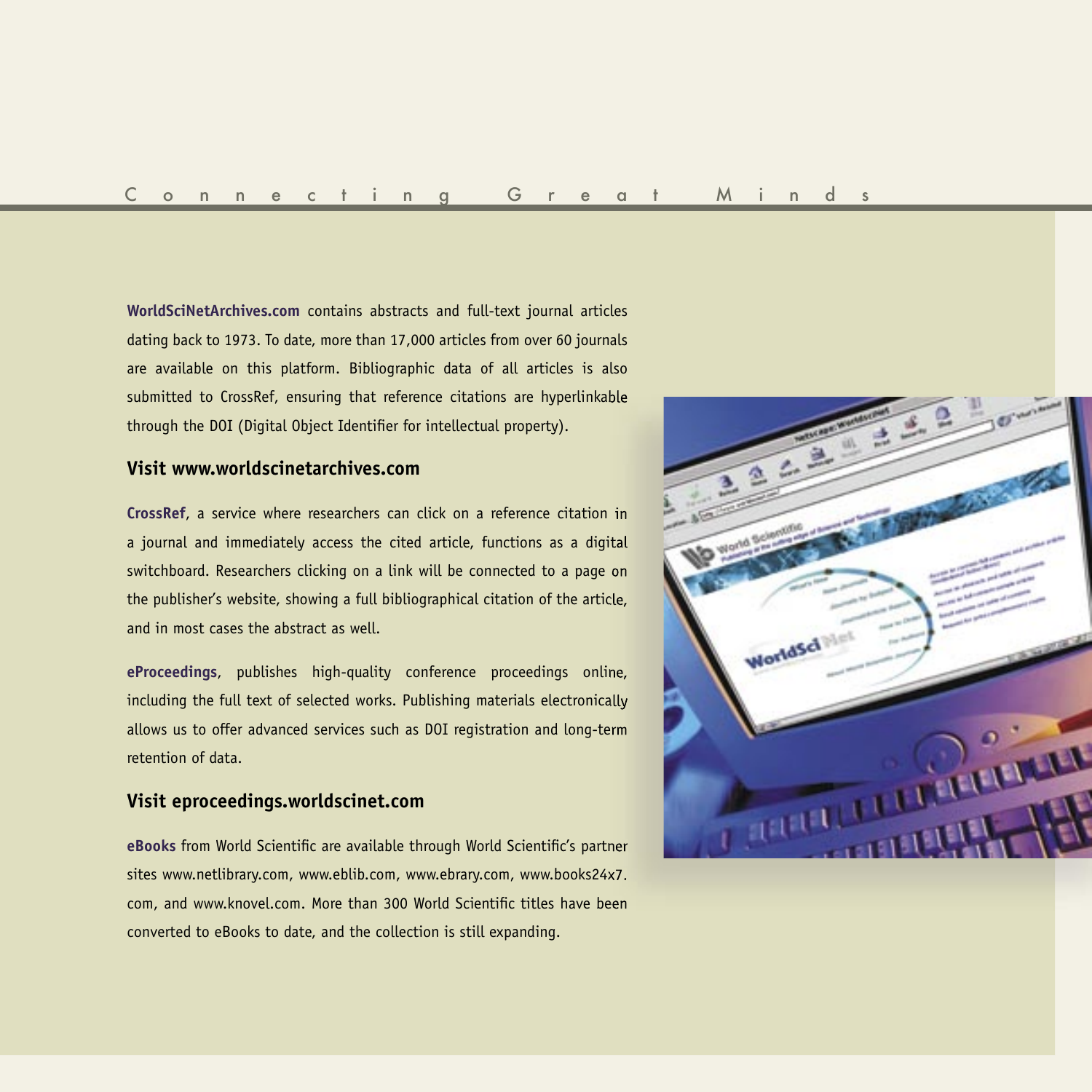**WorldSciNetArchives.com** contains abstracts and full-text journal articles dating back to 1973. To date, more than 17,000 articles from over 60 journals are available on this platform. Bibliographic data of all articles is also submitted to CrossRef, ensuring that reference citations are hyperlinkable through the DOI (Digital Object Identifier for intellectual property).

### Visit www.worldscinetarchives.com

**CrossRef**, a service where researchers can click on a reference citation in a journal and immediately access the cited article, functions as a digital switchboard. Researchers clicking on a link will be connected to a page on the publisher's website, showing a full bibliographical citation of the article, and in most cases the abstract as well.

**eProceedings**, publishes high-quality conference proceedings online, including the full text of selected works. Publishing materials electronically allows us to offer advanced services such as DOI registration and long-term retention of data.

### Visit eproceedings.worldscinet.com

**eBooks** from World Scientific are available through World Scientific's partner sites www.netlibrary.com, www.eblib.com, www.ebrary.com, www.books24x7.com, and www.knovel.com. More than 300 World Scientific titles have been converted to eBooks to date, and the collection is still expanding.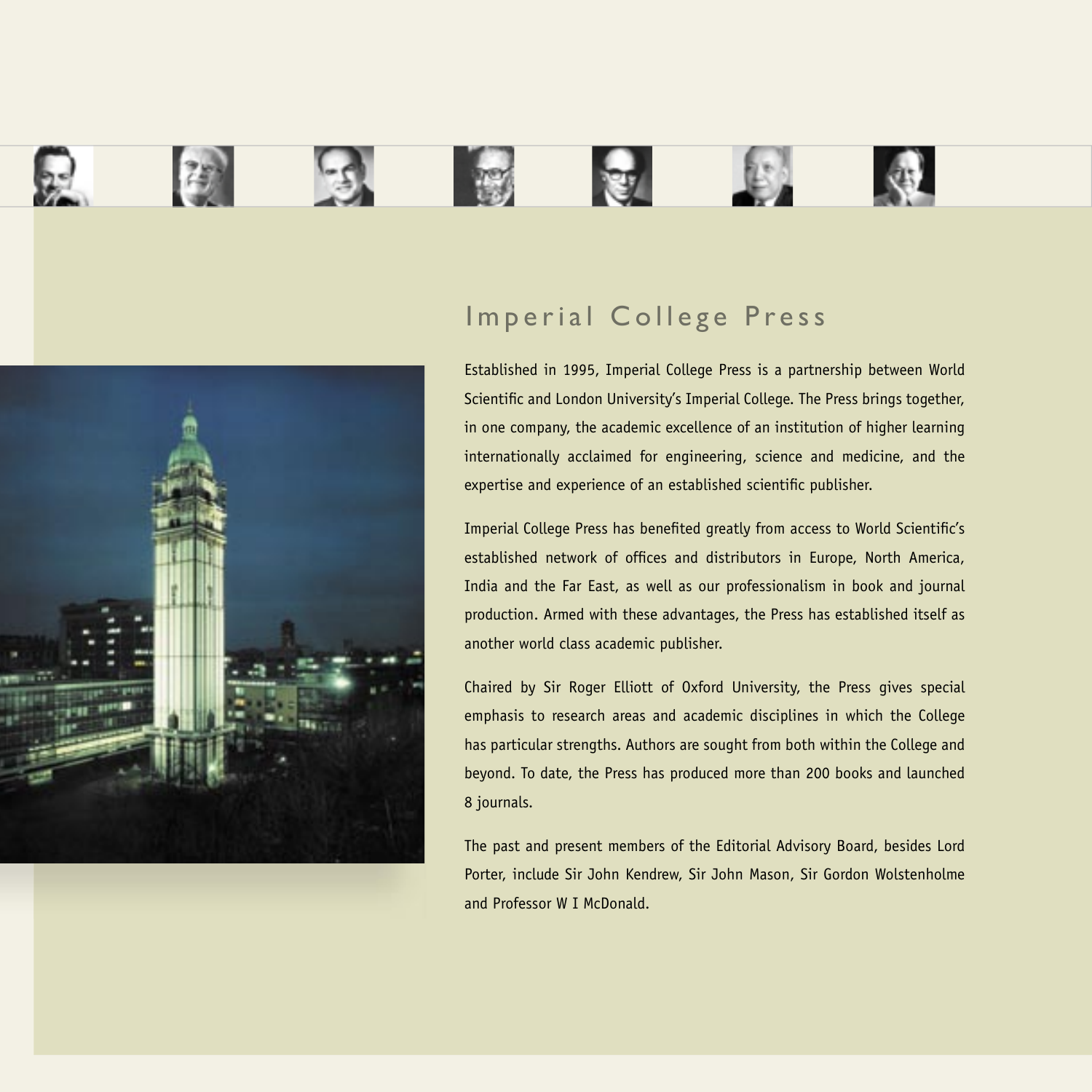# Imperial College Press

Established in 1995, Imperial College Press is a partnership between World Scientific and London University's Imperial College. The Press brings together, in one company, the academic excellence of an institution of higher learning internationally acclaimed for engineering, science and medicine, and the expertise and experience of an established scientific publisher.

Imperial College Press has benefited greatly from access to World Scientific's established network of offices and distributors in Europe, North America, India and the Far East, as well as our professionalism in book and journal production. Armed with these advantages, the Press has established itself as another world class academic publisher.

Chaired by Sir Roger Elliott of Oxford University, the Press gives special emphasis to research areas and academic disciplines in which the College has particular strengths. Authors are sought from both within the College and beyond. To date, the Press has produced more than 200 books and launched 8 journals.

The past and present members of the Editorial Advisory Board, besides Lord Porter, include Sir John Kendrew, Sir John Mason, Sir Gordon Wolstenholme and Professor W I McDonald.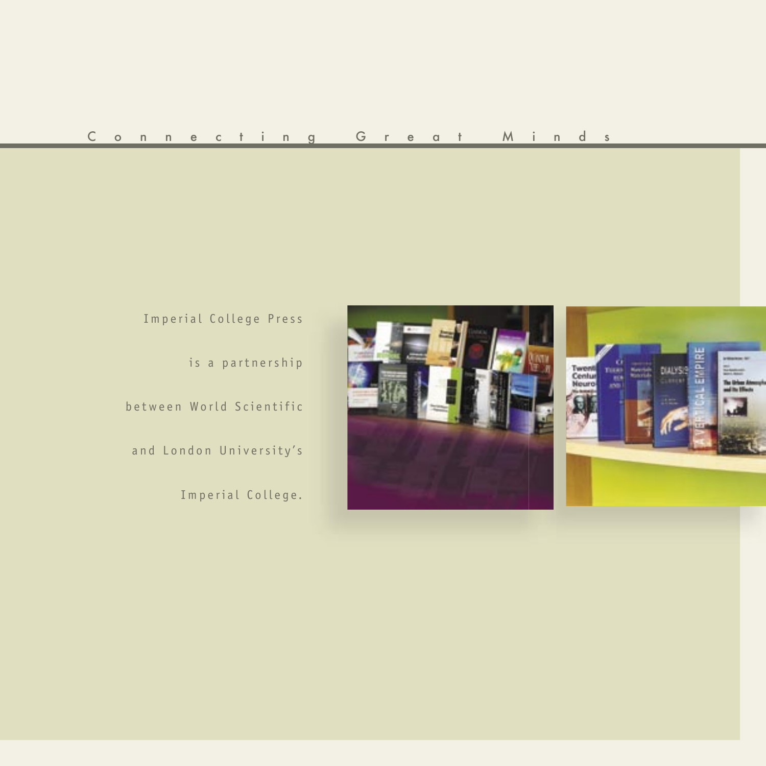Connecting Great Minds

Imperial College Press

is a partnership

between World Scientific

and London University's

Imperial College.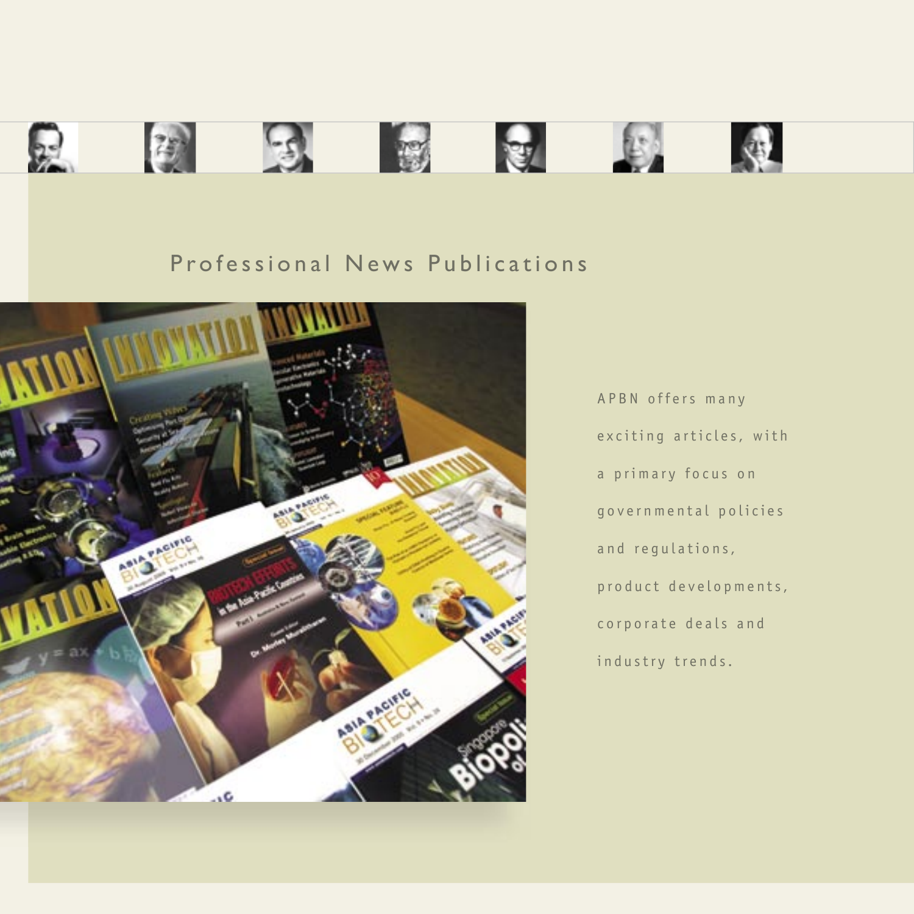## Professional News Publications

APBN offers many exciting articles, with a primary focus on governmental policies and regulations, product developments, corporate deals and industry trends.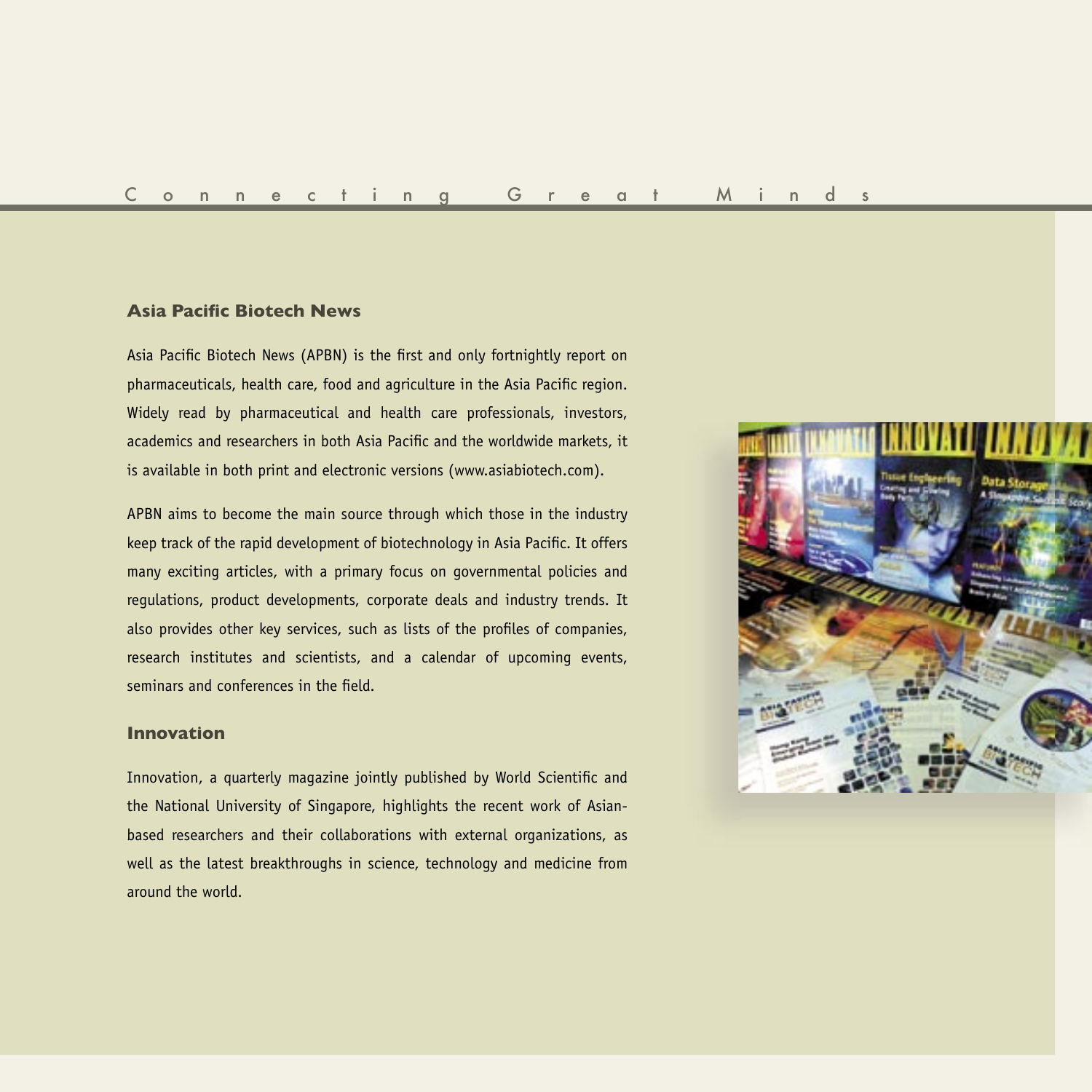Connecting Great Minds

## Asia Pacific Biotech News

Asia Pacific Biotech News (APBN) is the first and only fortnightly report on pharmaceuticals, health care, food and agriculture in the Asia Pacific region. Widely read by pharmaceutical and health care professionals, investors, academics and researchers in both Asia Pacific and the worldwide markets, it is available in both print and electronic versions (www.asiabiotech.com).

APBN aims to become the main source through which those in the industry keep track of the rapid development of biotechnology in Asia Pacific. It offers many exciting articles, with a primary focus on governmental policies and regulations, product developments, corporate deals and industry trends. It also provides other key services, such as lists of the profiles of companies, research institutes and scientists, and a calendar of upcoming events, seminars and conferences in the field.

## Innovation

Innovation, a quarterly magazine jointly published by World Scientific and the National University of Singapore, highlights the recent work of Asian-based researchers and their collaborations with external organizations, as well as the latest breakthroughs in science, technology and medicine from around the world.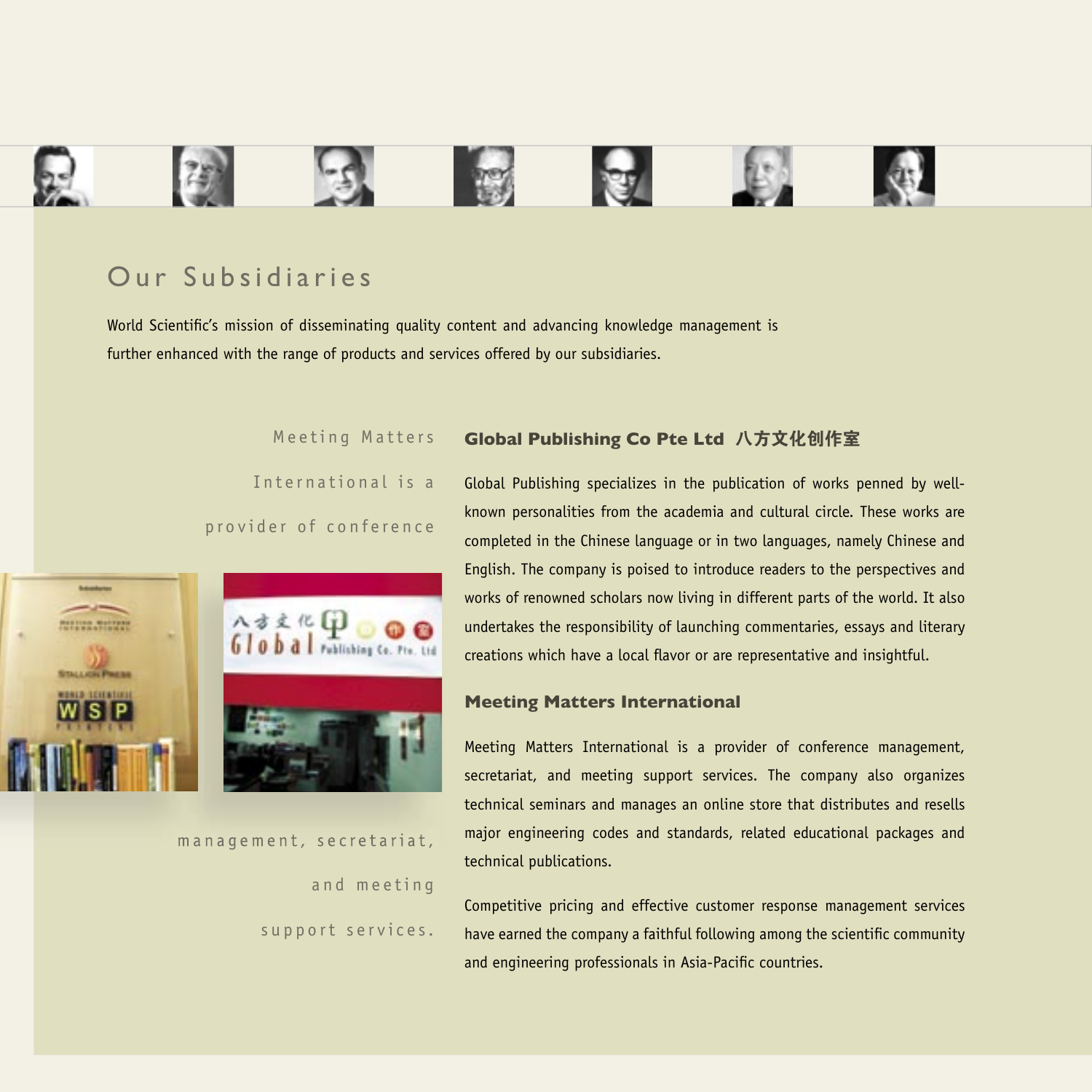# Our Subsidiaries

World Scientific's mission of disseminating quality content and advancing knowledge management is further enhanced with the range of products and services offered by our subsidiaries.

Meeting Matters International is a provider of conference management, secretariat, and meeting support services.

## Global Publishing Co Pte Ltd 八方文化创作室

Global Publishing specializes in the publication of works penned by well-known personalities from the academia and cultural circle. These works are completed in the Chinese language or in two languages, namely Chinese and English. The company is poised to introduce readers to the perspectives and works of renowned scholars now living in different parts of the world. It also undertakes the responsibility of launching commentaries, essays and literary creations which have a local flavor or are representative and insightful.

## Meeting Matters International

Meeting Matters International is a provider of conference management, secretariat, and meeting support services. The company also organizes technical seminars and manages an online store that distributes and resells major engineering codes and standards, related educational packages and technical publications.

Competitive pricing and effective customer response management services have earned the company a faithful following among the scientific community and engineering professionals in Asia-Pacific countries.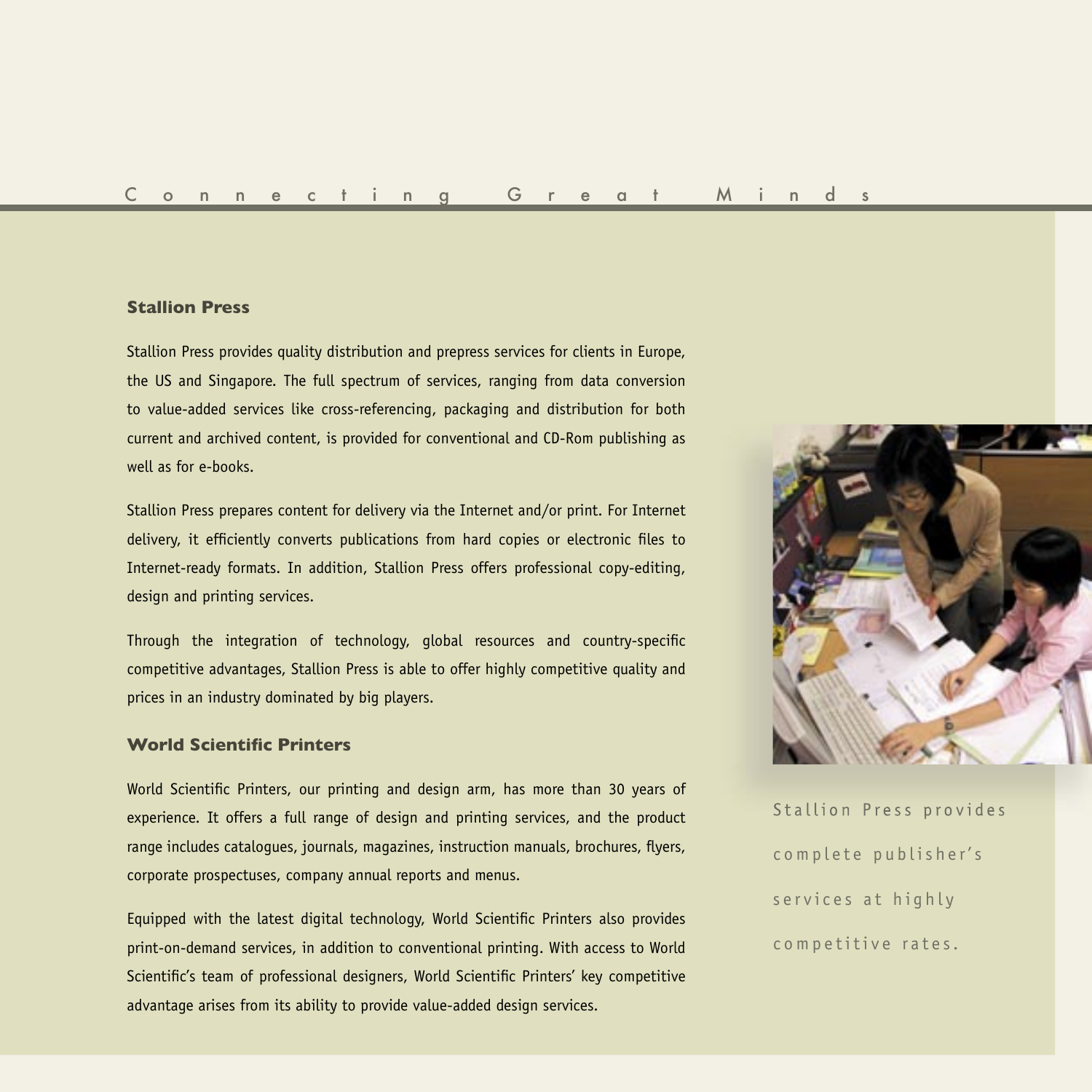Connecting Great Minds

### Stallion Press

Stallion Press provides quality distribution and prepress services for clients in Europe, the US and Singapore. The full spectrum of services, ranging from data conversion to value-added services like cross-referencing, packaging and distribution for both current and archived content, is provided for conventional and CD-Rom publishing as well as for e-books.

Stallion Press prepares content for delivery via the Internet and/or print. For Internet delivery, it efficiently converts publications from hard copies or electronic files to Internet-ready formats. In addition, Stallion Press offers professional copy-editing, design and printing services.

Through the integration of technology, global resources and country-specific competitive advantages, Stallion Press is able to offer highly competitive quality and prices in an industry dominated by big players.

### World Scientific Printers

World Scientific Printers, our printing and design arm, has more than 30 years of experience. It offers a full range of design and printing services, and the product range includes catalogues, journals, magazines, instruction manuals, brochures, flyers, corporate prospectuses, company annual reports and menus.

Equipped with the latest digital technology, World Scientific Printers also provides print-on-demand services, in addition to conventional printing. With access to World Scientific's team of professional designers, World Scientific Printers' key competitive advantage arises from its ability to provide value-added design services.

Stallion Press provides complete publisher's services at highly competitive rates.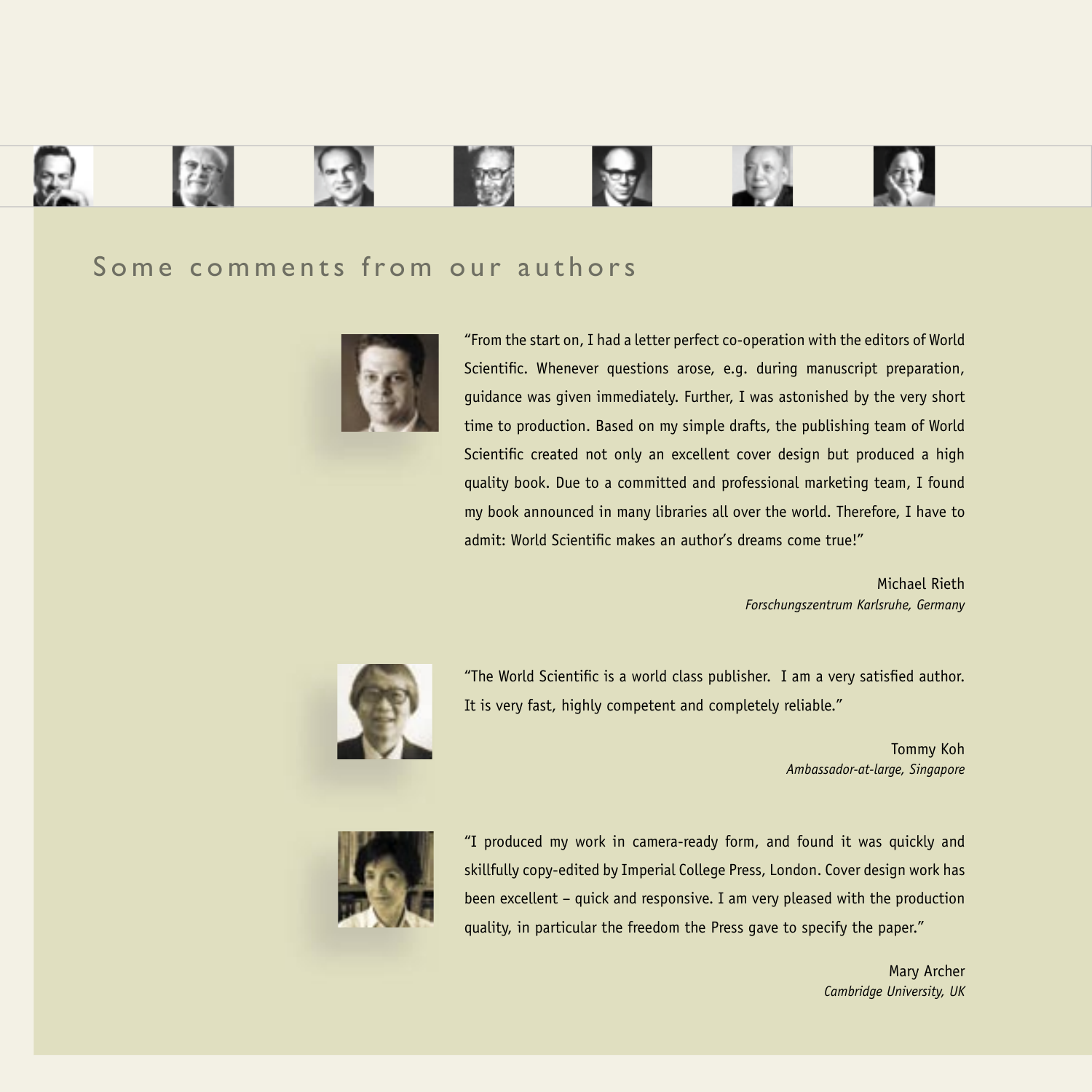## Some comments from our authors

"From the start on, I had a letter perfect co-operation with the editors of World Scientific. Whenever questions arose, e.g. during manuscript preparation, guidance was given immediately. Further, I was astonished by the very short time to production. Based on my simple drafts, the publishing team of World Scientific created not only an excellent cover design but produced a high quality book. Due to a committed and professional marketing team, I found my book announced in many libraries all over the world. Therefore, I have to admit: World Scientific makes an author's dreams come true!"

Michael Rieth
*Forschungszentrum Karlsruhe, Germany*

"The World Scientific is a world class publisher. I am a very satisfied author. It is very fast, highly competent and completely reliable."

Tommy Koh
*Ambassador-at-large, Singapore*

"I produced my work in camera-ready form, and found it was quickly and skillfully copy-edited by Imperial College Press, London. Cover design work has been excellent – quick and responsive. I am very pleased with the production quality, in particular the freedom the Press gave to specify the paper."

Mary Archer
*Cambridge University, UK*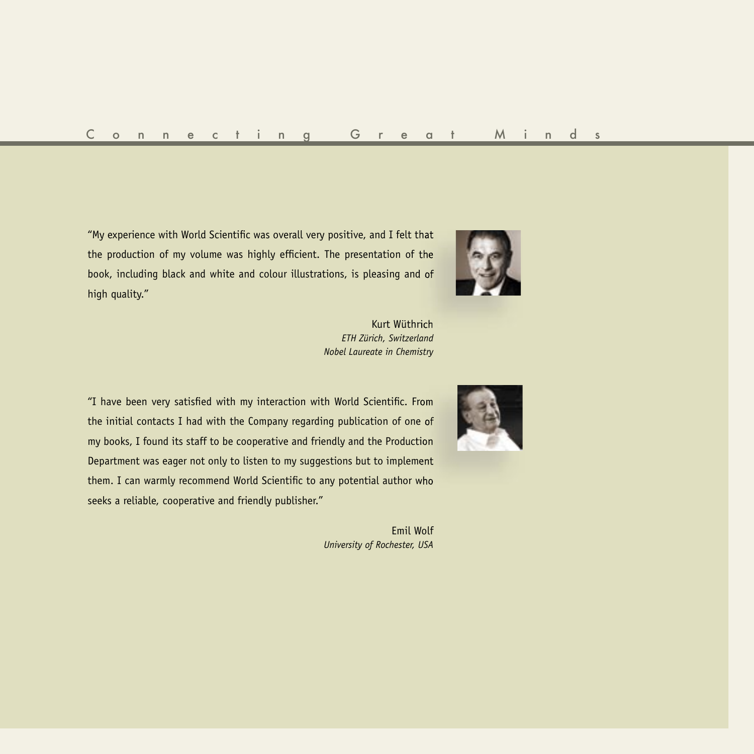"My experience with World Scientific was overall very positive, and I felt that the production of my volume was highly efficient. The presentation of the book, including black and white and colour illustrations, is pleasing and of high quality."

Kurt Wüthrich
*ETH Zürich, Switzerland*
*Nobel Laureate in Chemistry*

"I have been very satisfied with my interaction with World Scientific. From the initial contacts I had with the Company regarding publication of one of my books, I found its staff to be cooperative and friendly and the Production Department was eager not only to listen to my suggestions but to implement them. I can warmly recommend World Scientific to any potential author who seeks a reliable, cooperative and friendly publisher."

Emil Wolf
*University of Rochester, USA*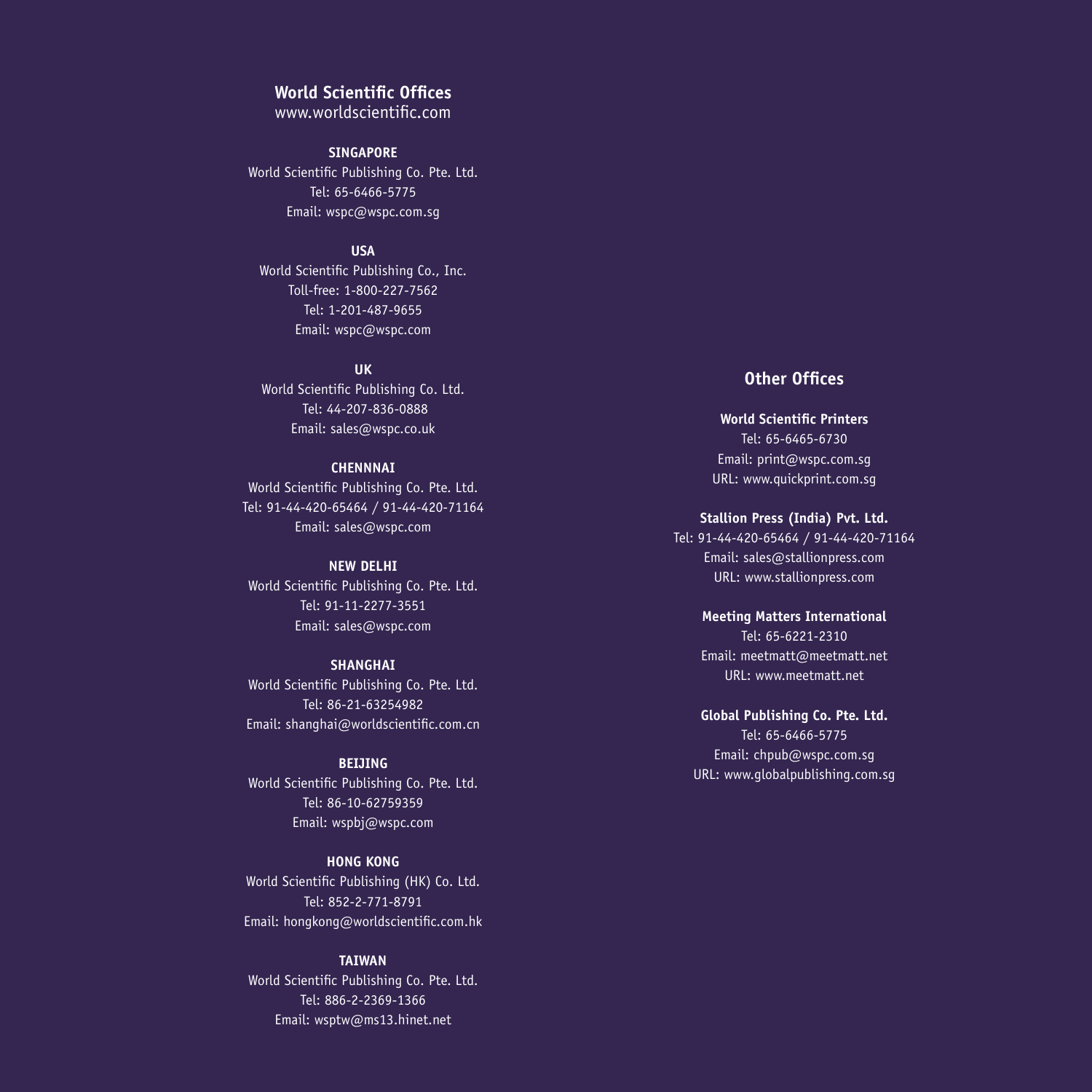## World Scientific Offices

www.worldscientific.com

**SINGAPORE**

World Scientific Publishing Co. Pte. Ltd.
Tel: 65-6466-5775
Email: wspc@wspc.com.sg

**USA**

World Scientific Publishing Co., Inc.
Toll-free: 1-800-227-7562
Tel: 1-201-487-9655
Email: wspc@wspc.com

**UK**

World Scientific Publishing Co. Ltd.
Tel: 44-207-836-0888
Email: sales@wspc.co.uk

**CHENNNAI**

World Scientific Publishing Co. Pte. Ltd.
Tel: 91-44-420-65464 / 91-44-420-71164
Email: sales@wspc.com

**NEW DELHI**

World Scientific Publishing Co. Pte. Ltd.
Tel: 91-11-2277-3551
Email: sales@wspc.com

**SHANGHAI**

World Scientific Publishing Co. Pte. Ltd.
Tel: 86-21-63254982
Email: shanghai@worldscientific.com.cn

**BEIJING**

World Scientific Publishing Co. Pte. Ltd.
Tel: 86-10-62759359
Email: wspbj@wspc.com

**HONG KONG**

World Scientific Publishing (HK) Co. Ltd.
Tel: 852-2-771-8791
Email: hongkong@worldscientific.com.hk

**TAIWAN**

World Scientific Publishing Co. Pte. Ltd.
Tel: 886-2-2369-1366
Email: wsptw@ms13.hinet.net

## Other Offices

**World Scientific Printers**

Tel: 65-6465-6730
Email: print@wspc.com.sg
URL: www.quickprint.com.sg

**Stallion Press (India) Pvt. Ltd.**

Tel: 91-44-420-65464 / 91-44-420-71164
Email: sales@stallionpress.com
URL: www.stallionpress.com

**Meeting Matters International**

Tel: 65-6221-2310
Email: meetmatt@meetmatt.net
URL: www.meetmatt.net

**Global Publishing Co. Pte. Ltd.**

Tel: 65-6466-5775
Email: chpub@wspc.com.sg
URL: www.globalpublishing.com.sg